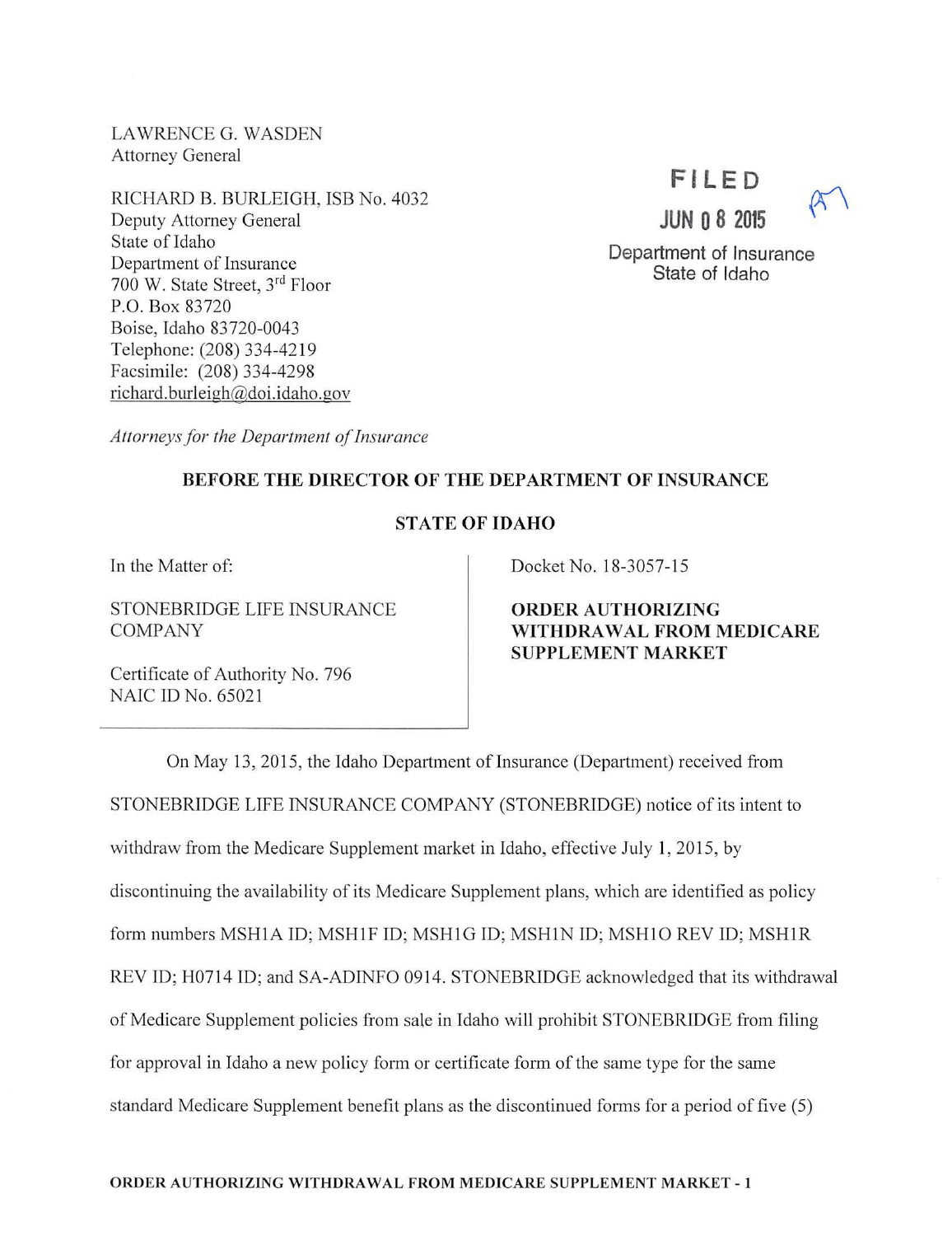LAWRENCE G. WASDEN
Attorney General

RICHARD B. BURLEIGH, ISB No. 4032
Deputy Attorney General
State of Idaho
Department of Insurance
700 W. State Street, 3rd Floor
P.O. Box 83720
Boise, Idaho 83720-0043
Telephone: (208) 334-4219
Facsimile: (208) 334-4298
richard.burleigh@doi.idaho.gov

*Attorneys for the Department of Insurance*

FILED
JUN 08 2015
Department of Insurance
State of Idaho

**BEFORE THE DIRECTOR OF THE DEPARTMENT OF INSURANCE**

**STATE OF IDAHO**

In the Matter of:

STONEBRIDGE LIFE INSURANCE COMPANY

Certificate of Authority No. 796
NAIC ID No. 65021

Docket No. 18-3057-15

**ORDER AUTHORIZING WITHDRAWAL FROM MEDICARE SUPPLEMENT MARKET**

On May 13, 2015, the Idaho Department of Insurance (Department) received from STONEBRIDGE LIFE INSURANCE COMPANY (STONEBRIDGE) notice of its intent to withdraw from the Medicare Supplement market in Idaho, effective July 1, 2015, by discontinuing the availability of its Medicare Supplement plans, which are identified as policy form numbers MSH1A ID; MSH1F ID; MSH1G ID; MSH1N ID; MSH1O REV ID; MSH1R REV ID; H0714 ID; and SA-ADINFO 0914. STONEBRIDGE acknowledged that its withdrawal of Medicare Supplement policies from sale in Idaho will prohibit STONEBRIDGE from filing for approval in Idaho a new policy form or certificate form of the same type for the same standard Medicare Supplement benefit plans as the discontinued forms for a period of five (5)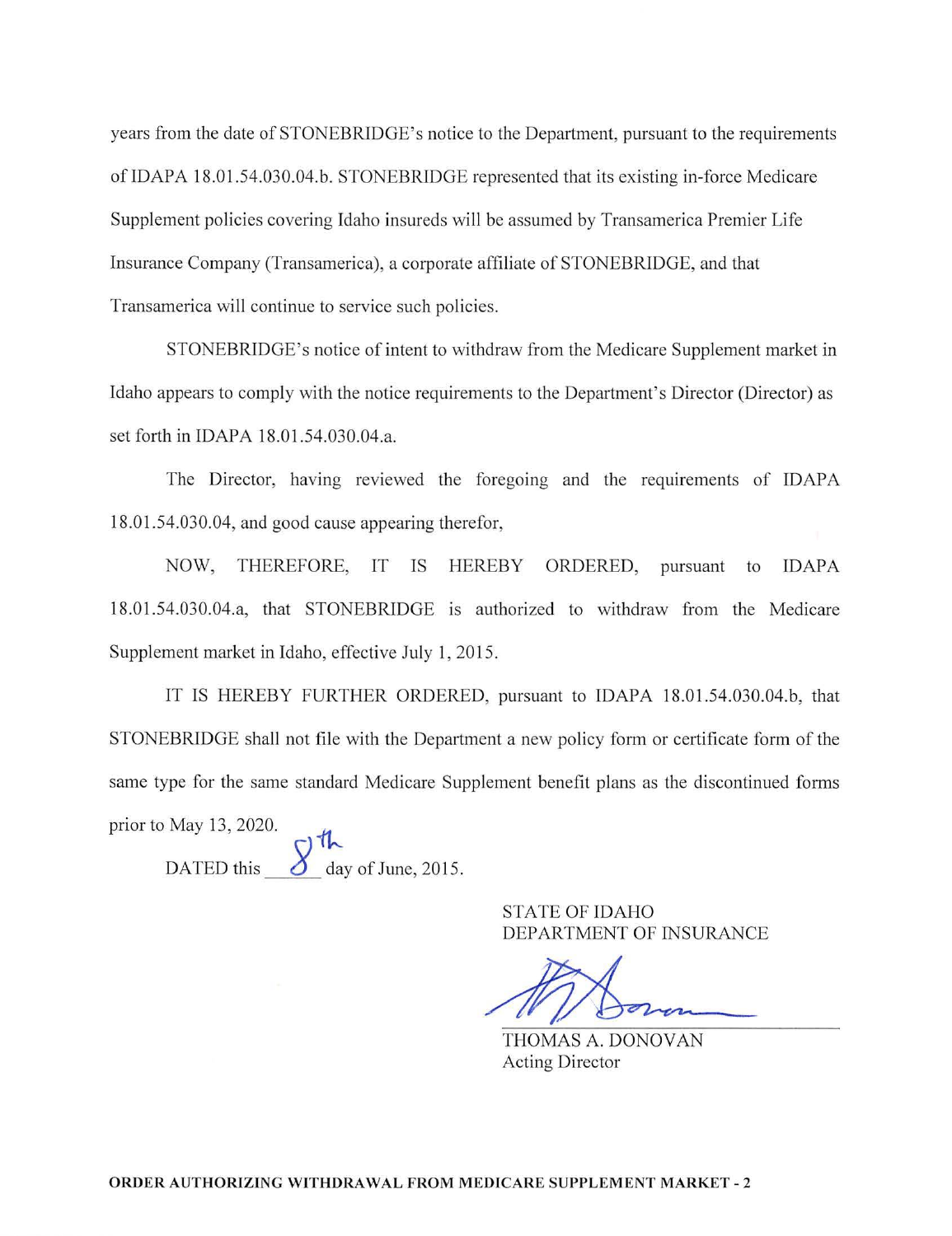years from the date of STONEBRIDGE's notice to the Department, pursuant to the requirements of IDAPA 18.01.54.030.04.b. STONEBRIDGE represented that its existing in-force Medicare Supplement policies covering Idaho insureds will be assumed by Transamerica Premier Life Insurance Company (Transamerica), a corporate affiliate of STONEBRIDGE, and that Transamerica will continue to service such policies.

STONEBRIDGE's notice of intent to withdraw from the Medicare Supplement market in Idaho appears to comply with the notice requirements to the Department's Director (Director) as set forth in IDAPA 18.01.54.030.04.a.

The Director, having reviewed the foregoing and the requirements of IDAPA 18.01.54.030.04, and good cause appearing therefor,

NOW, THEREFORE, IT IS HEREBY ORDERED, pursuant to IDAPA 18.01.54.030.04.a, that STONEBRIDGE is authorized to withdraw from the Medicare Supplement market in Idaho, effective July 1, 2015.

IT IS HEREBY FURTHER ORDERED, pursuant to IDAPA 18.01.54.030.04.b, that STONEBRIDGE shall not file with the Department a new policy form or certificate form of the same type for the same standard Medicare Supplement benefit plans as the discontinued forms prior to May 13, 2020.

DATED this 8th day of June, 2015.

STATE OF IDAHO
DEPARTMENT OF INSURANCE

THOMAS A. DONOVAN
Acting Director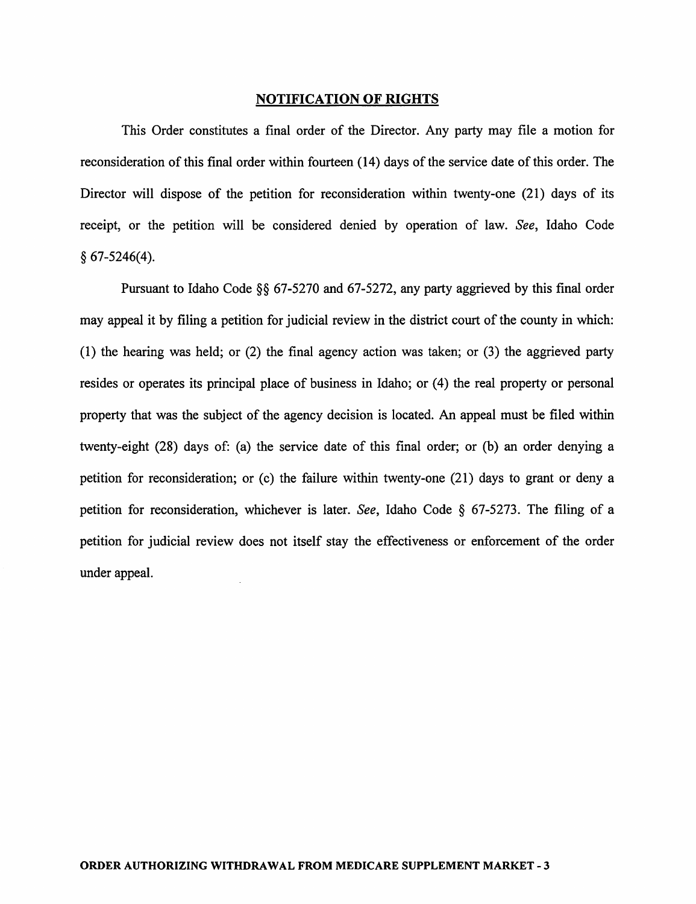## NOTIFICATION OF RIGHTS

This Order constitutes a final order of the Director. Any party may file a motion for reconsideration of this final order within fourteen (14) days of the service date of this order. The Director will dispose of the petition for reconsideration within twenty-one (21) days of its receipt, or the petition will be considered denied by operation of law. *See*, Idaho Code § 67-5246(4).

Pursuant to Idaho Code §§ 67-5270 and 67-5272, any party aggrieved by this final order may appeal it by filing a petition for judicial review in the district court of the county in which: (1) the hearing was held; or (2) the final agency action was taken; or (3) the aggrieved party resides or operates its principal place of business in Idaho; or (4) the real property or personal property that was the subject of the agency decision is located. An appeal must be filed within twenty-eight (28) days of: (a) the service date of this final order; or (b) an order denying a petition for reconsideration; or (c) the failure within twenty-one (21) days to grant or deny a petition for reconsideration, whichever is later. *See*, Idaho Code § 67-5273. The filing of a petition for judicial review does not itself stay the effectiveness or enforcement of the order under appeal.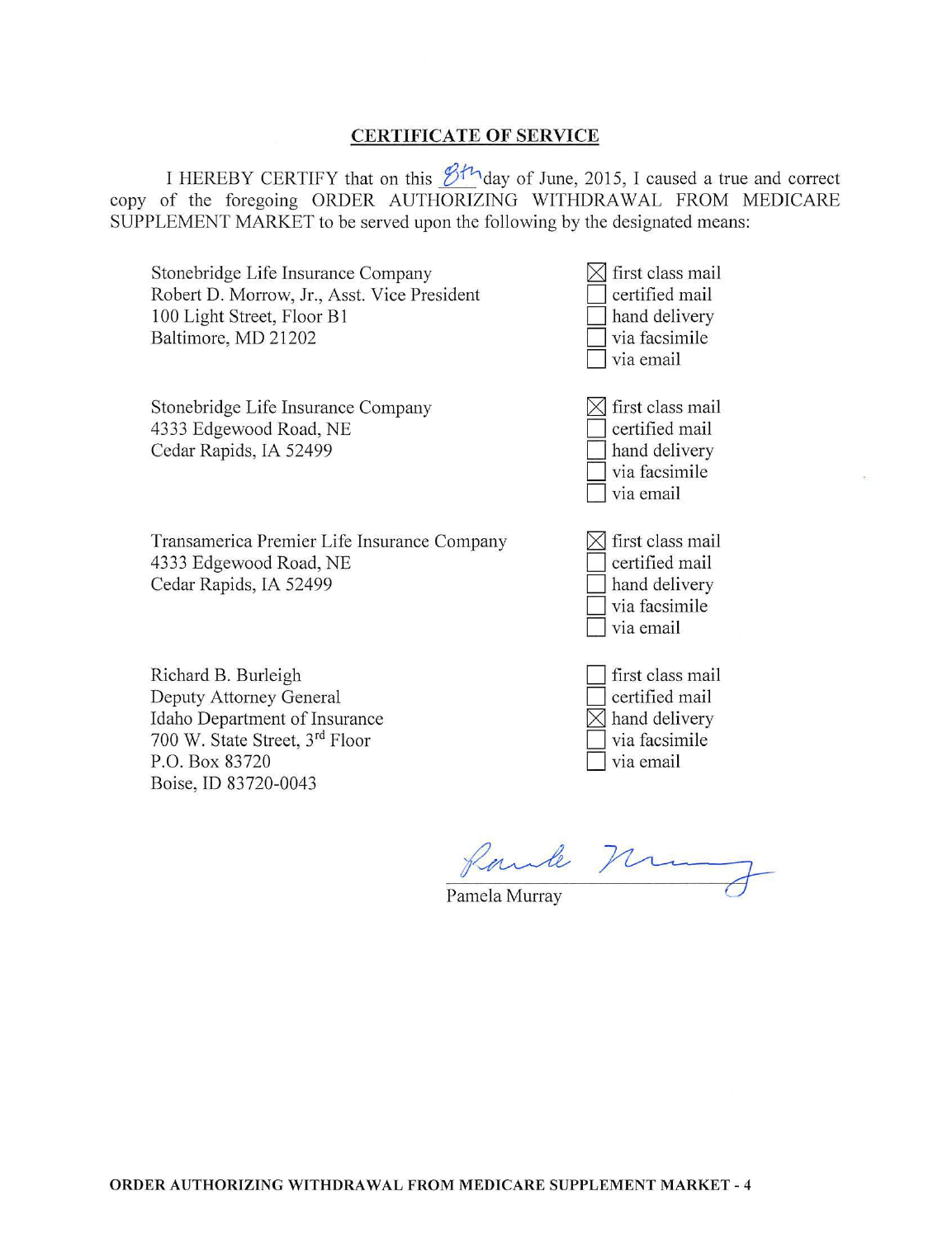## CERTIFICATE OF SERVICE

I HEREBY CERTIFY that on this 8th day of June, 2015, I caused a true and correct copy of the foregoing ORDER AUTHORIZING WITHDRAWAL FROM MEDICARE SUPPLEMENT MARKET to be served upon the following by the designated means:

Stonebridge Life Insurance Company
Robert D. Morrow, Jr., Asst. Vice President
100 Light Street, Floor B1
Baltimore, MD 21202

- [x] first class mail
- [ ] certified mail
- [ ] hand delivery
- [ ] via facsimile
- [ ] via email

Stonebridge Life Insurance Company
4333 Edgewood Road, NE
Cedar Rapids, IA 52499

- [x] first class mail
- [ ] certified mail
- [ ] hand delivery
- [ ] via facsimile
- [ ] via email

Transamerica Premier Life Insurance Company
4333 Edgewood Road, NE
Cedar Rapids, IA 52499

- [x] first class mail
- [ ] certified mail
- [ ] hand delivery
- [ ] via facsimile
- [ ] via email

Richard B. Burleigh
Deputy Attorney General
Idaho Department of Insurance
700 W. State Street, 3rd Floor
P.O. Box 83720
Boise, ID 83720-0043

- [ ] first class mail
- [ ] certified mail
- [x] hand delivery
- [ ] via facsimile
- [ ] via email

Pamela Murray